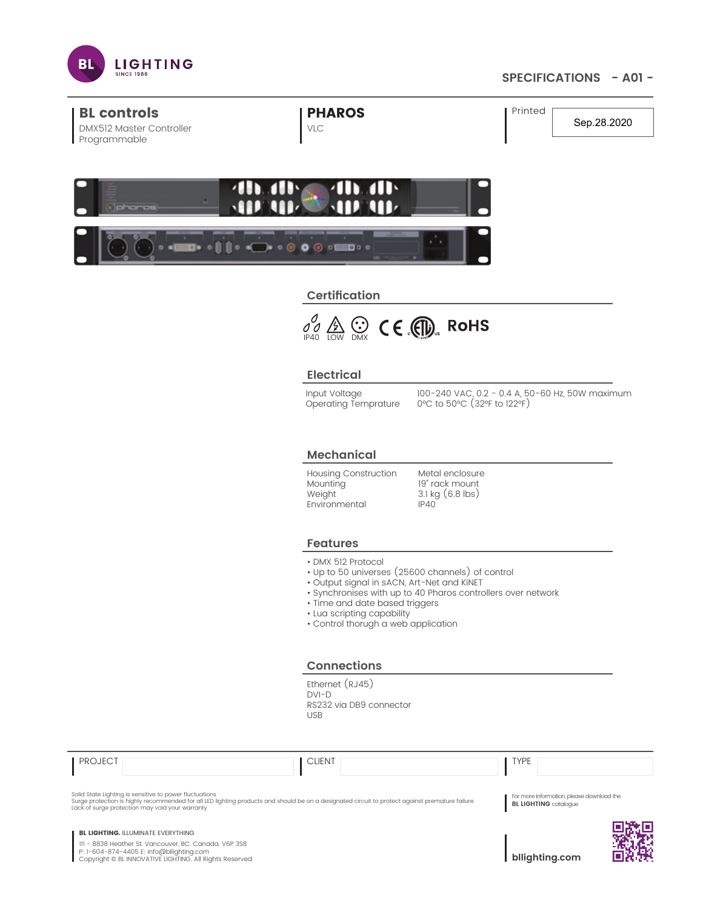BL LIGHTING
SINCE 1986

SPECIFICATIONS - A01 -

**BL controls**
DMX512 Master Controller
Programmable

**PHAROS**
VLC

Printed: Sep.28.2020

## Certification

IP40 LOW DMX CE ETL RoHS

## Electrical

| | |
|---|---|
| Input Voltage | 100-240 VAC, 0.2 - 0.4 A, 50-60 Hz, 50W maximum |
| Operating Temprature | 0ºC to 50ºC (32ºF to 122ºF) |

## Mechanical

| | |
|---|---|
| Housing Construction | Metal enclosure |
| Mounting | 19" rack mount |
| Weight | 3.1 kg (6.8 lbs) |
| Environmental | IP40 |

## Features

- DMX 512 Protocol
- Up to 50 universes (25600 channels) of control
- Output signal in sACN, Art-Net and KiNET
- Synchronises with up to 40 Pharos controllers over network
- Time and date based triggers
- Lua scripting capability
- Control thorugh a web application

## Connections

Ethernet (RJ45)
DVI-D
RS232 via DB9 connector
USB

| PROJECT | | CLIENT | | TYPE | |
|---|---|---|---|---|---|

Solid State Lighting is sensitive to power fluctuations
Surge protection is highly recommended for all LED lighting products and should be on a designated circuit to protect against premature failure
Lack of surge protection may void your warranty

For more information, please download the **BL LIGHTING** catalogue

**BL LIGHTING.** ILLUMINATE EVERYTHING
111 - 8838 Heather St. Vancouver, BC. Canada. V6P 3S8
P: 1-604-874-4405 E: info@bllighting.com
Copyright © BL INNOVATIVE LIGHTING. All Rights Reserved.

**bllighting.com**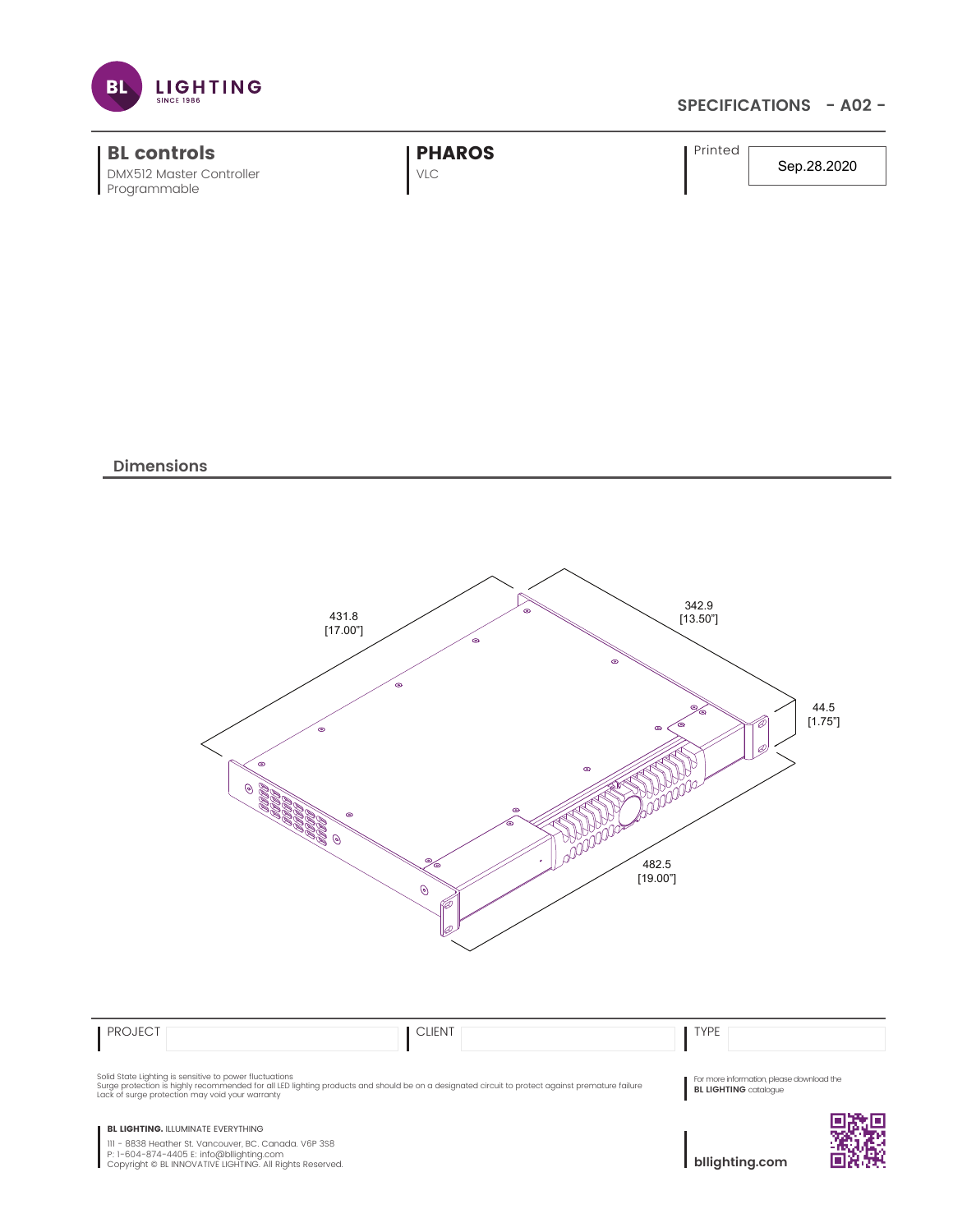SPECIFICATIONS - A02 -

## BL controls

DMX512 Master Controller
Programmable

## PHAROS

VLC

Printed: Sep.28.2020

### Dimensions

431.8
[17.00"]

342.9
[13.50"]

44.5
[1.75"]

482.5
[19.00"]

| PROJECT | | CLIENT | | TYPE | |
|---|---|---|---|---|---|

Solid State Lighting is sensitive to power fluctuations
Surge protection is highly recommended for all LED lighting products and should be on a designated circuit to protect against premature failure
Lack of surge protection may void your warranty

For more information, please download the **BL LIGHTING** catalogue

**BL LIGHTING.** ILLUMINATE EVERYTHING

111 - 8838 Heather St. Vancouver, BC. Canada. V6P 3S8
P: 1-604-874-4405 E: info@bllighting.com
Copyright © BL INNOVATIVE LIGHTING. All Rights Reserved.

**bllighting.com**